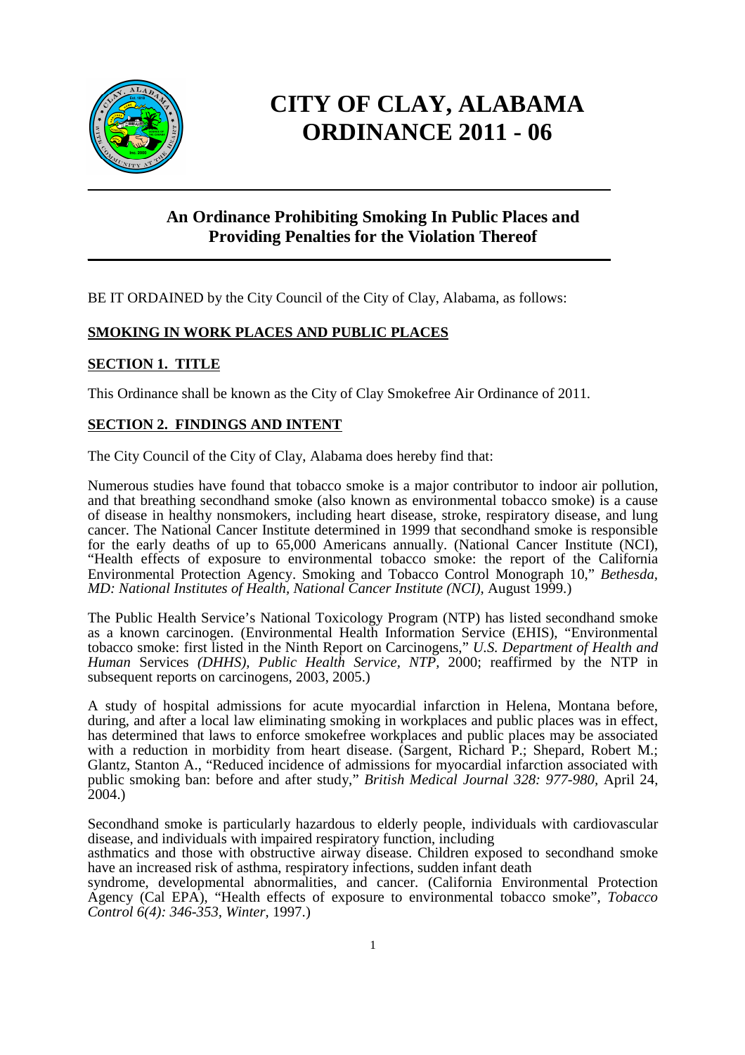# CITY OF CLAY, ALABAMA
# ORDINANCE 2011 - 06

## An Ordinance Prohibiting Smoking In Public Places and Providing Penalties for the Violation Thereof

BE IT ORDAINED by the City Council of the City of Clay, Alabama, as follows:

**SMOKING IN WORK PLACES AND PUBLIC PLACES**

**SECTION 1. TITLE**

This Ordinance shall be known as the City of Clay Smokefree Air Ordinance of 2011.

**SECTION 2. FINDINGS AND INTENT**

The City Council of the City of Clay, Alabama does hereby find that:

Numerous studies have found that tobacco smoke is a major contributor to indoor air pollution, and that breathing secondhand smoke (also known as environmental tobacco smoke) is a cause of disease in healthy nonsmokers, including heart disease, stroke, respiratory disease, and lung cancer. The National Cancer Institute determined in 1999 that secondhand smoke is responsible for the early deaths of up to 65,000 Americans annually. (National Cancer Institute (NCI), "Health effects of exposure to environmental tobacco smoke: the report of the California Environmental Protection Agency. Smoking and Tobacco Control Monograph 10," *Bethesda, MD: National Institutes of Health, National Cancer Institute (NCI),* August 1999.)

The Public Health Service's National Toxicology Program (NTP) has listed secondhand smoke as a known carcinogen. (Environmental Health Information Service (EHIS), "Environmental tobacco smoke: first listed in the Ninth Report on Carcinogens," *U.S. Department of Health and Human* Services *(DHHS), Public Health Service, NTP,* 2000; reaffirmed by the NTP in subsequent reports on carcinogens, 2003, 2005.)

A study of hospital admissions for acute myocardial infarction in Helena, Montana before, during, and after a local law eliminating smoking in workplaces and public places was in effect, has determined that laws to enforce smokefree workplaces and public places may be associated with a reduction in morbidity from heart disease. (Sargent, Richard P.; Shepard, Robert M.; Glantz, Stanton A., "Reduced incidence of admissions for myocardial infarction associated with public smoking ban: before and after study," *British Medical Journal 328: 977-980,* April 24, 2004.)

Secondhand smoke is particularly hazardous to elderly people, individuals with cardiovascular disease, and individuals with impaired respiratory function, including asthmatics and those with obstructive airway disease. Children exposed to secondhand smoke have an increased risk of asthma, respiratory infections, sudden infant death syndrome, developmental abnormalities, and cancer. (California Environmental Protection Agency (Cal EPA), "Health effects of exposure to environmental tobacco smoke", *Tobacco Control 6(4): 346-353, Winter,* 1997.)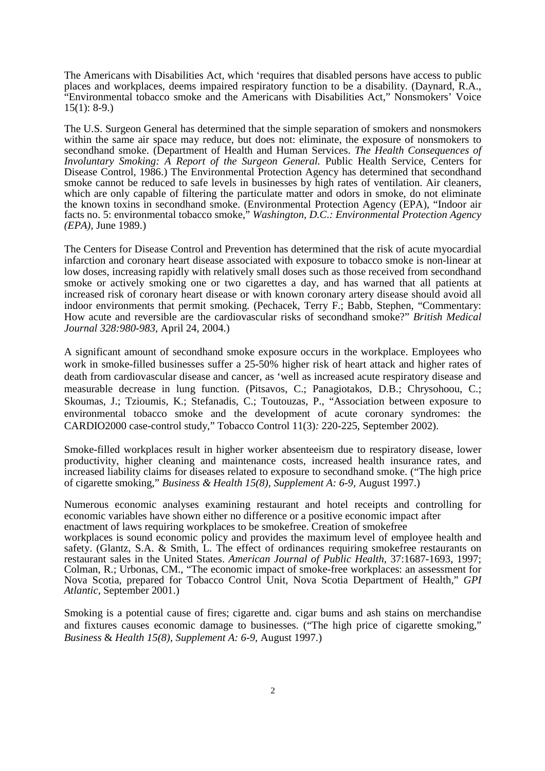The Americans with Disabilities Act, which 'requires that disabled persons have access to public places and workplaces, deems impaired respiratory function to be a disability. (Daynard, R.A., "Environmental tobacco smoke and the Americans with Disabilities Act," Nonsmokers' Voice 15(1): 8-9.)

The U.S. Surgeon General has determined that the simple separation of smokers and nonsmokers within the same air space may reduce, but does not: eliminate, the exposure of nonsmokers to secondhand smoke. (Department of Health and Human Services. *The Health Consequences of Involuntary Smoking: A Report of the Surgeon General.* Public Health Service, Centers for Disease Control, 1986.) The Environmental Protection Agency has determined that secondhand smoke cannot be reduced to safe levels in businesses by high rates of ventilation. Air cleaners, which are only capable of filtering the particulate matter and odors in smoke, do not eliminate the known toxins in secondhand smoke. (Environmental Protection Agency (EPA), "Indoor air facts no. 5: environmental tobacco smoke," *Washington, D.C.: Environmental Protection Agency (EPA),* June 1989.)

The Centers for Disease Control and Prevention has determined that the risk of acute myocardial infarction and coronary heart disease associated with exposure to tobacco smoke is non-linear at low doses, increasing rapidly with relatively small doses such as those received from secondhand smoke or actively smoking one or two cigarettes a day, and has warned that all patients at increased risk of coronary heart disease or with known coronary artery disease should avoid all indoor environments that permit smoking. (Pechacek, Terry F.; Babb, Stephen, "Commentary: How acute and reversible are the cardiovascular risks of secondhand smoke?" *British Medical Journal 328:980-983*, April 24, 2004.)

A significant amount of secondhand smoke exposure occurs in the workplace. Employees who work in smoke-filled businesses suffer a 25-50% higher risk of heart attack and higher rates of death from cardiovascular disease and cancer, as 'well as increased acute respiratory disease and measurable decrease in lung function. (Pitsavos, C.; Panagiotakos, D.B.; Chrysohoou, C.; Skoumas, J.; Tzioumis, K.; Stefanadis, C.; Toutouzas, P., "Association between exposure to environmental tobacco smoke and the development of acute coronary syndromes: the CARDIO2000 case-control study," Tobacco Control 11(3)*:* 220-225, September 2002).

Smoke-filled workplaces result in higher worker absenteeism due to respiratory disease, lower productivity, higher cleaning and maintenance costs, increased health insurance rates, and increased liability claims for diseases related to exposure to secondhand smoke. ("The high price of cigarette smoking," *Business & Health 15(8), Supplement A: 6-9,* August 1997.)

Numerous economic analyses examining restaurant and hotel receipts and controlling for economic variables have shown either no difference or a positive economic impact after enactment of laws requiring workplaces to be smokefree. Creation of smokefree workplaces is sound economic policy and provides the maximum level of employee health and safety. (Glantz, S.A. & Smith, L. The effect of ordinances requiring smokefree restaurants on restaurant sales in the United States. *American Journal of Public Health*, 37:1687-1693, 1997; Colman, R.; Urbonas, CM., "The economic impact of smoke-free workplaces: an assessment for Nova Scotia, prepared for Tobacco Control Unit, Nova Scotia Department of Health," *GPI Atlantic,* September 2001.)

Smoking is a potential cause of fires; cigarette and. cigar bums and ash stains on merchandise and fixtures causes economic damage to businesses. ("The high price of cigarette smoking," *Business* & *Health 15(8), Supplement A: 6-9,* August 1997.)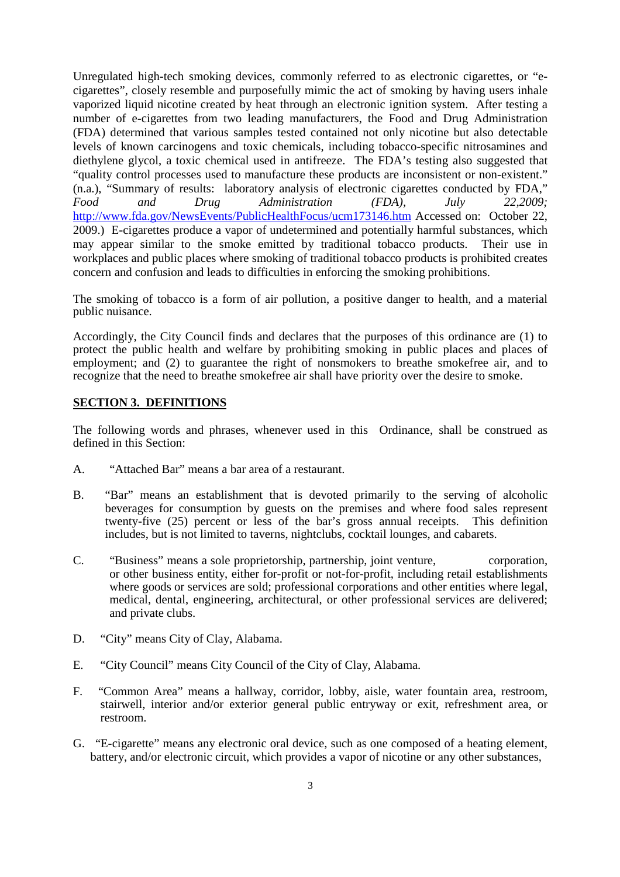Unregulated high-tech smoking devices, commonly referred to as electronic cigarettes, or "e-cigarettes", closely resemble and purposefully mimic the act of smoking by having users inhale vaporized liquid nicotine created by heat through an electronic ignition system. After testing a number of e-cigarettes from two leading manufacturers, the Food and Drug Administration (FDA) determined that various samples tested contained not only nicotine but also detectable levels of known carcinogens and toxic chemicals, including tobacco-specific nitrosamines and diethylene glycol, a toxic chemical used in antifreeze. The FDA's testing also suggested that "quality control processes used to manufacture these products are inconsistent or non-existent." (n.a.), "Summary of results: laboratory analysis of electronic cigarettes conducted by FDA," *Food and Drug Administration (FDA), July 22,2009;* http://www.fda.gov/NewsEvents/PublicHealthFocus/ucm173146.htm Accessed on: October 22, 2009.) E-cigarettes produce a vapor of undetermined and potentially harmful substances, which may appear similar to the smoke emitted by traditional tobacco products. Their use in workplaces and public places where smoking of traditional tobacco products is prohibited creates concern and confusion and leads to difficulties in enforcing the smoking prohibitions.

The smoking of tobacco is a form of air pollution, a positive danger to health, and a material public nuisance.

Accordingly, the City Council finds and declares that the purposes of this ordinance are (1) to protect the public health and welfare by prohibiting smoking in public places and places of employment; and (2) to guarantee the right of nonsmokers to breathe smokefree air, and to recognize that the need to breathe smokefree air shall have priority over the desire to smoke.

## SECTION 3. DEFINITIONS

The following words and phrases, whenever used in this Ordinance, shall be construed as defined in this Section:

A. "Attached Bar" means a bar area of a restaurant.

B. "Bar" means an establishment that is devoted primarily to the serving of alcoholic beverages for consumption by guests on the premises and where food sales represent twenty-five (25) percent or less of the bar's gross annual receipts. This definition includes, but is not limited to taverns, nightclubs, cocktail lounges, and cabarets.

C. "Business" means a sole proprietorship, partnership, joint venture, corporation, or other business entity, either for-profit or not-for-profit, including retail establishments where goods or services are sold; professional corporations and other entities where legal, medical, dental, engineering, architectural, or other professional services are delivered; and private clubs.

D. "City" means City of Clay, Alabama.

E. "City Council" means City Council of the City of Clay, Alabama.

F. "Common Area" means a hallway, corridor, lobby, aisle, water fountain area, restroom, stairwell, interior and/or exterior general public entryway or exit, refreshment area, or restroom.

G. "E-cigarette" means any electronic oral device, such as one composed of a heating element, battery, and/or electronic circuit, which provides a vapor of nicotine or any other substances,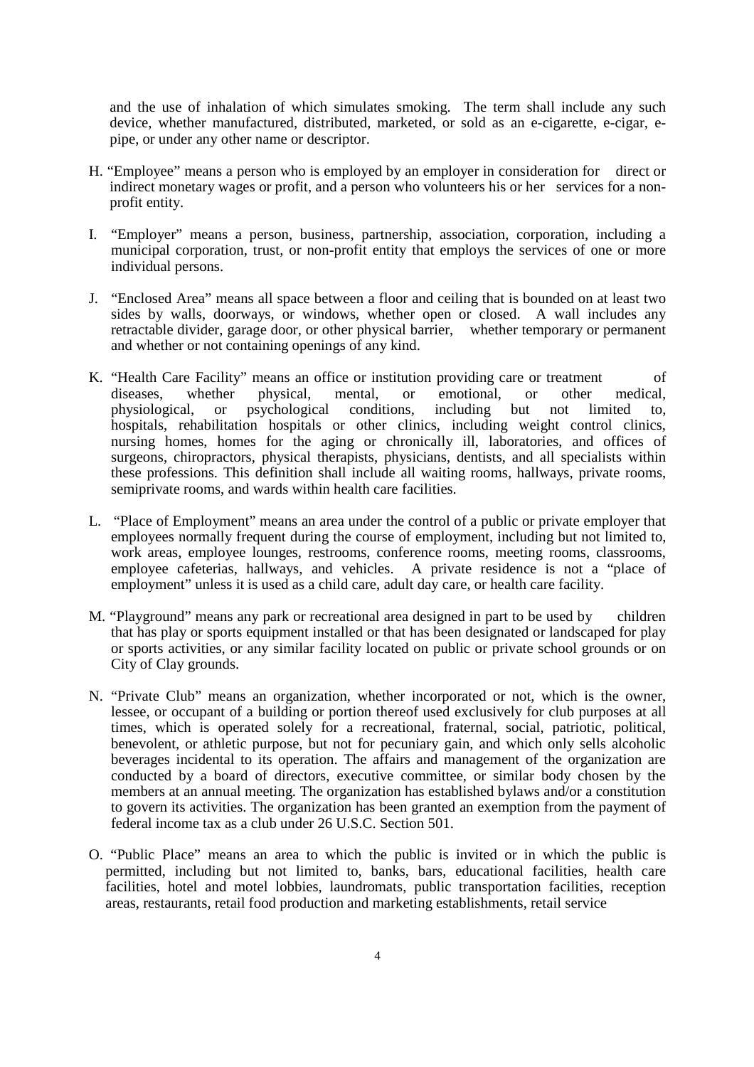and the use of inhalation of which simulates smoking. The term shall include any such device, whether manufactured, distributed, marketed, or sold as an e-cigarette, e-cigar, e-pipe, or under any other name or descriptor.

H. "Employee" means a person who is employed by an employer in consideration for direct or indirect monetary wages or profit, and a person who volunteers his or her services for a non-profit entity.

I. "Employer" means a person, business, partnership, association, corporation, including a municipal corporation, trust, or non-profit entity that employs the services of one or more individual persons.

J. "Enclosed Area" means all space between a floor and ceiling that is bounded on at least two sides by walls, doorways, or windows, whether open or closed. A wall includes any retractable divider, garage door, or other physical barrier, whether temporary or permanent and whether or not containing openings of any kind.

K. "Health Care Facility" means an office or institution providing care or treatment of diseases, whether physical, mental, or emotional, or other medical, physiological, or psychological conditions, including but not limited to, hospitals, rehabilitation hospitals or other clinics, including weight control clinics, nursing homes, homes for the aging or chronically ill, laboratories, and offices of surgeons, chiropractors, physical therapists, physicians, dentists, and all specialists within these professions. This definition shall include all waiting rooms, hallways, private rooms, semiprivate rooms, and wards within health care facilities.

L. "Place of Employment" means an area under the control of a public or private employer that employees normally frequent during the course of employment, including but not limited to, work areas, employee lounges, restrooms, conference rooms, meeting rooms, classrooms, employee cafeterias, hallways, and vehicles. A private residence is not a "place of employment" unless it is used as a child care, adult day care, or health care facility.

M. "Playground" means any park or recreational area designed in part to be used by children that has play or sports equipment installed or that has been designated or landscaped for play or sports activities, or any similar facility located on public or private school grounds or on City of Clay grounds.

N. "Private Club" means an organization, whether incorporated or not, which is the owner, lessee, or occupant of a building or portion thereof used exclusively for club purposes at all times, which is operated solely for a recreational, fraternal, social, patriotic, political, benevolent, or athletic purpose, but not for pecuniary gain, and which only sells alcoholic beverages incidental to its operation. The affairs and management of the organization are conducted by a board of directors, executive committee, or similar body chosen by the members at an annual meeting. The organization has established bylaws and/or a constitution to govern its activities. The organization has been granted an exemption from the payment of federal income tax as a club under 26 U.S.C. Section 501.

O. "Public Place" means an area to which the public is invited or in which the public is permitted, including but not limited to, banks, bars, educational facilities, health care facilities, hotel and motel lobbies, laundromats, public transportation facilities, reception areas, restaurants, retail food production and marketing establishments, retail service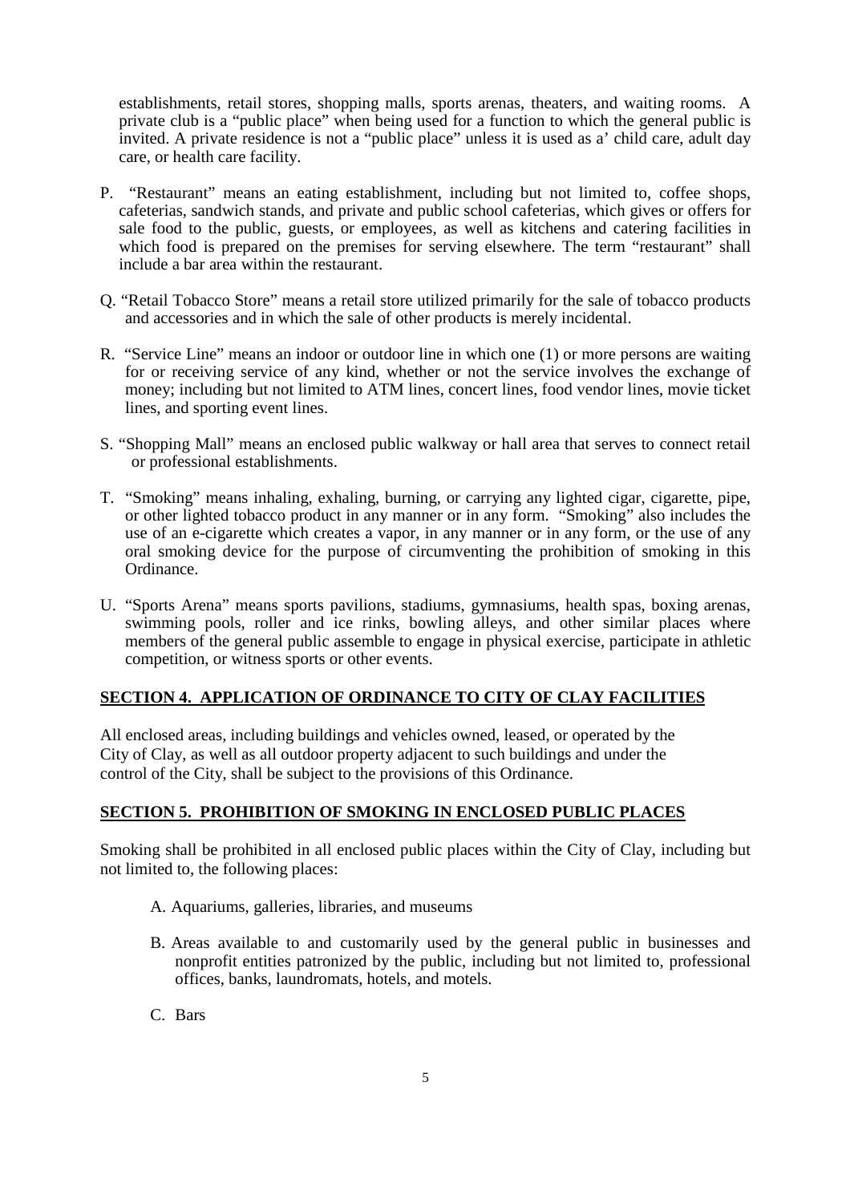establishments, retail stores, shopping malls, sports arenas, theaters, and waiting rooms. A private club is a "public place" when being used for a function to which the general public is invited. A private residence is not a "public place" unless it is used as a' child care, adult day care, or health care facility.

P. "Restaurant" means an eating establishment, including but not limited to, coffee shops, cafeterias, sandwich stands, and private and public school cafeterias, which gives or offers for sale food to the public, guests, or employees, as well as kitchens and catering facilities in which food is prepared on the premises for serving elsewhere. The term "restaurant" shall include a bar area within the restaurant.

Q. "Retail Tobacco Store" means a retail store utilized primarily for the sale of tobacco products and accessories and in which the sale of other products is merely incidental.

R. "Service Line" means an indoor or outdoor line in which one (1) or more persons are waiting for or receiving service of any kind, whether or not the service involves the exchange of money; including but not limited to ATM lines, concert lines, food vendor lines, movie ticket lines, and sporting event lines.

S. "Shopping Mall" means an enclosed public walkway or hall area that serves to connect retail or professional establishments.

T. "Smoking" means inhaling, exhaling, burning, or carrying any lighted cigar, cigarette, pipe, or other lighted tobacco product in any manner or in any form. "Smoking" also includes the use of an e-cigarette which creates a vapor, in any manner or in any form, or the use of any oral smoking device for the purpose of circumventing the prohibition of smoking in this Ordinance.

U. "Sports Arena" means sports pavilions, stadiums, gymnasiums, health spas, boxing arenas, swimming pools, roller and ice rinks, bowling alleys, and other similar places where members of the general public assemble to engage in physical exercise, participate in athletic competition, or witness sports or other events.

## **SECTION 4. APPLICATION OF ORDINANCE TO CITY OF CLAY FACILITIES**

All enclosed areas, including buildings and vehicles owned, leased, or operated by the City of Clay, as well as all outdoor property adjacent to such buildings and under the control of the City, shall be subject to the provisions of this Ordinance.

## **SECTION 5. PROHIBITION OF SMOKING IN ENCLOSED PUBLIC PLACES**

Smoking shall be prohibited in all enclosed public places within the City of Clay, including but not limited to, the following places:

A. Aquariums, galleries, libraries, and museums

B. Areas available to and customarily used by the general public in businesses and nonprofit entities patronized by the public, including but not limited to, professional offices, banks, laundromats, hotels, and motels.

C. Bars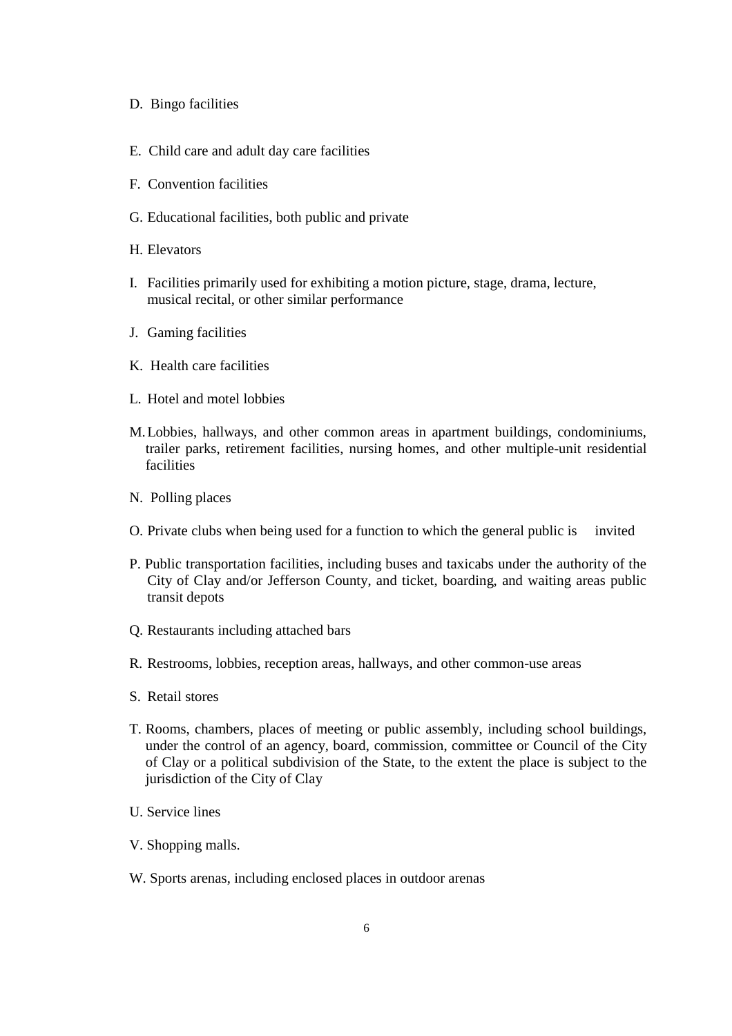D. Bingo facilities

E. Child care and adult day care facilities

F. Convention facilities

G. Educational facilities, both public and private

H. Elevators

I. Facilities primarily used for exhibiting a motion picture, stage, drama, lecture, musical recital, or other similar performance

J. Gaming facilities

K. Health care facilities

L. Hotel and motel lobbies

M. Lobbies, hallways, and other common areas in apartment buildings, condominiums, trailer parks, retirement facilities, nursing homes, and other multiple-unit residential facilities

N. Polling places

O. Private clubs when being used for a function to which the general public is invited

P. Public transportation facilities, including buses and taxicabs under the authority of the City of Clay and/or Jefferson County, and ticket, boarding, and waiting areas public transit depots

Q. Restaurants including attached bars

R. Restrooms, lobbies, reception areas, hallways, and other common-use areas

S. Retail stores

T. Rooms, chambers, places of meeting or public assembly, including school buildings, under the control of an agency, board, commission, committee or Council of the City of Clay or a political subdivision of the State, to the extent the place is subject to the jurisdiction of the City of Clay

U. Service lines

V. Shopping malls.

W. Sports arenas, including enclosed places in outdoor arenas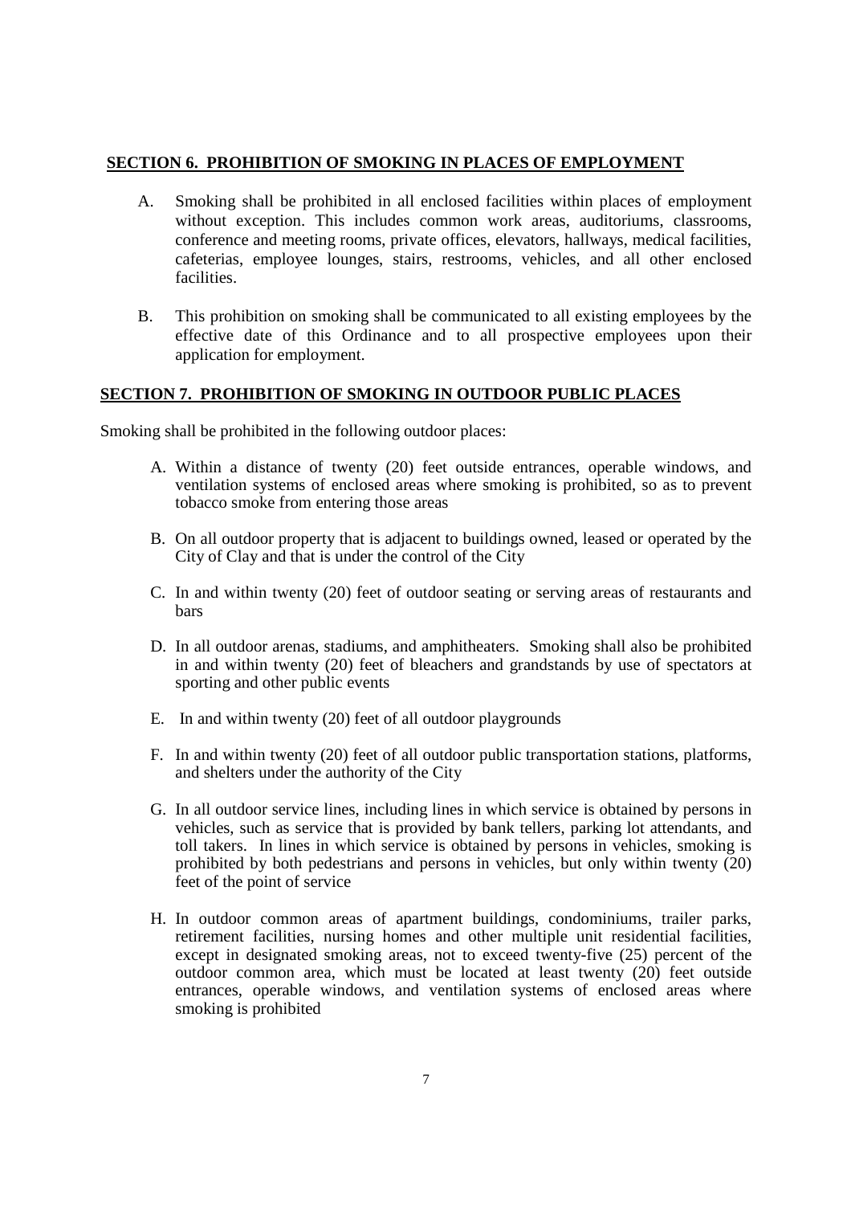## SECTION 6. PROHIBITION OF SMOKING IN PLACES OF EMPLOYMENT

A. Smoking shall be prohibited in all enclosed facilities within places of employment without exception. This includes common work areas, auditoriums, classrooms, conference and meeting rooms, private offices, elevators, hallways, medical facilities, cafeterias, employee lounges, stairs, restrooms, vehicles, and all other enclosed facilities.

B. This prohibition on smoking shall be communicated to all existing employees by the effective date of this Ordinance and to all prospective employees upon their application for employment.

## SECTION 7. PROHIBITION OF SMOKING IN OUTDOOR PUBLIC PLACES

Smoking shall be prohibited in the following outdoor places:

A. Within a distance of twenty (20) feet outside entrances, operable windows, and ventilation systems of enclosed areas where smoking is prohibited, so as to prevent tobacco smoke from entering those areas

B. On all outdoor property that is adjacent to buildings owned, leased or operated by the City of Clay and that is under the control of the City

C. In and within twenty (20) feet of outdoor seating or serving areas of restaurants and bars

D. In all outdoor arenas, stadiums, and amphitheaters. Smoking shall also be prohibited in and within twenty (20) feet of bleachers and grandstands by use of spectators at sporting and other public events

E. In and within twenty (20) feet of all outdoor playgrounds

F. In and within twenty (20) feet of all outdoor public transportation stations, platforms, and shelters under the authority of the City

G. In all outdoor service lines, including lines in which service is obtained by persons in vehicles, such as service that is provided by bank tellers, parking lot attendants, and toll takers. In lines in which service is obtained by persons in vehicles, smoking is prohibited by both pedestrians and persons in vehicles, but only within twenty (20) feet of the point of service

H. In outdoor common areas of apartment buildings, condominiums, trailer parks, retirement facilities, nursing homes and other multiple unit residential facilities, except in designated smoking areas, not to exceed twenty-five (25) percent of the outdoor common area, which must be located at least twenty (20) feet outside entrances, operable windows, and ventilation systems of enclosed areas where smoking is prohibited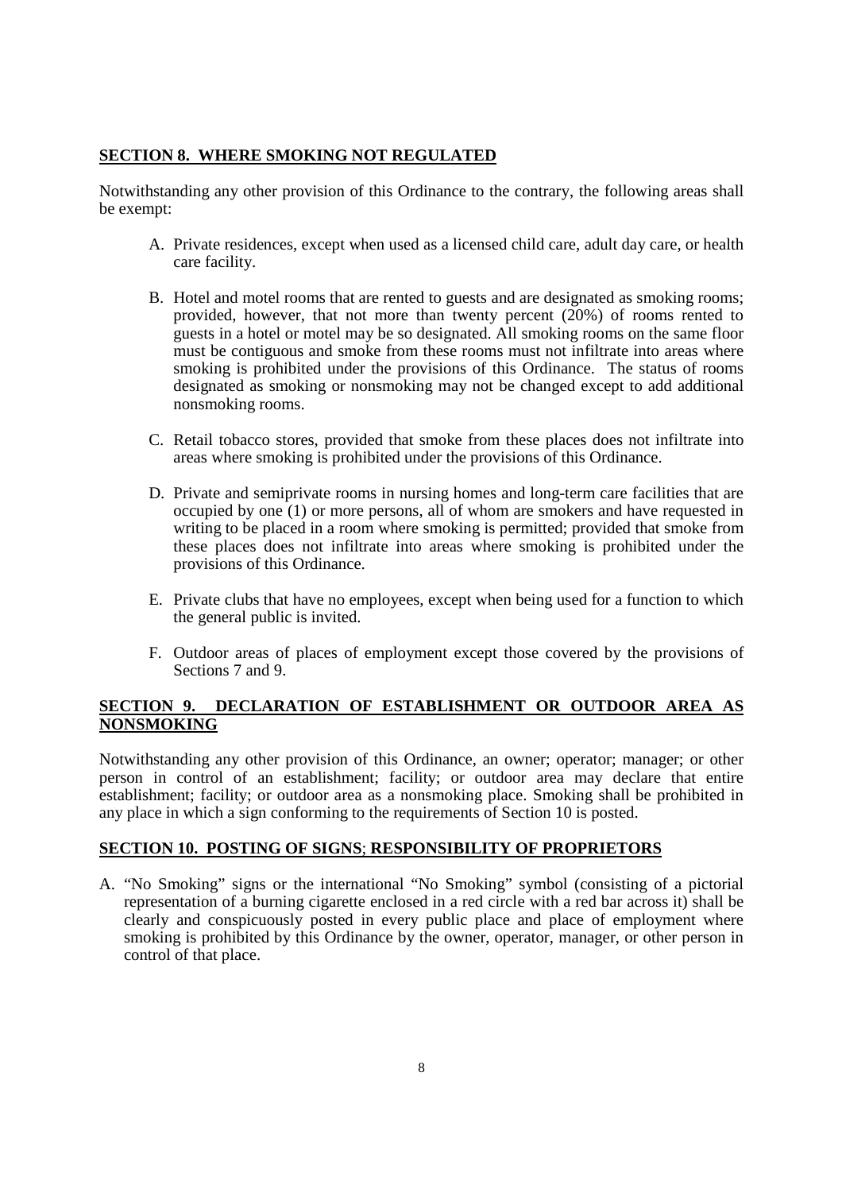## SECTION 8. WHERE SMOKING NOT REGULATED

Notwithstanding any other provision of this Ordinance to the contrary, the following areas shall be exempt:

A. Private residences, except when used as a licensed child care, adult day care, or health care facility.

B. Hotel and motel rooms that are rented to guests and are designated as smoking rooms; provided, however, that not more than twenty percent (20%) of rooms rented to guests in a hotel or motel may be so designated. All smoking rooms on the same floor must be contiguous and smoke from these rooms must not infiltrate into areas where smoking is prohibited under the provisions of this Ordinance. The status of rooms designated as smoking or nonsmoking may not be changed except to add additional nonsmoking rooms.

C. Retail tobacco stores, provided that smoke from these places does not infiltrate into areas where smoking is prohibited under the provisions of this Ordinance.

D. Private and semiprivate rooms in nursing homes and long-term care facilities that are occupied by one (1) or more persons, all of whom are smokers and have requested in writing to be placed in a room where smoking is permitted; provided that smoke from these places does not infiltrate into areas where smoking is prohibited under the provisions of this Ordinance.

E. Private clubs that have no employees, except when being used for a function to which the general public is invited.

F. Outdoor areas of places of employment except those covered by the provisions of Sections 7 and 9.

## SECTION 9. DECLARATION OF ESTABLISHMENT OR OUTDOOR AREA AS NONSMOKING

Notwithstanding any other provision of this Ordinance, an owner; operator; manager; or other person in control of an establishment; facility; or outdoor area may declare that entire establishment; facility; or outdoor area as a nonsmoking place. Smoking shall be prohibited in any place in which a sign conforming to the requirements of Section 10 is posted.

## SECTION 10. POSTING OF SIGNS; RESPONSIBILITY OF PROPRIETORS

A. "No Smoking" signs or the international "No Smoking" symbol (consisting of a pictorial representation of a burning cigarette enclosed in a red circle with a red bar across it) shall be clearly and conspicuously posted in every public place and place of employment where smoking is prohibited by this Ordinance by the owner, operator, manager, or other person in control of that place.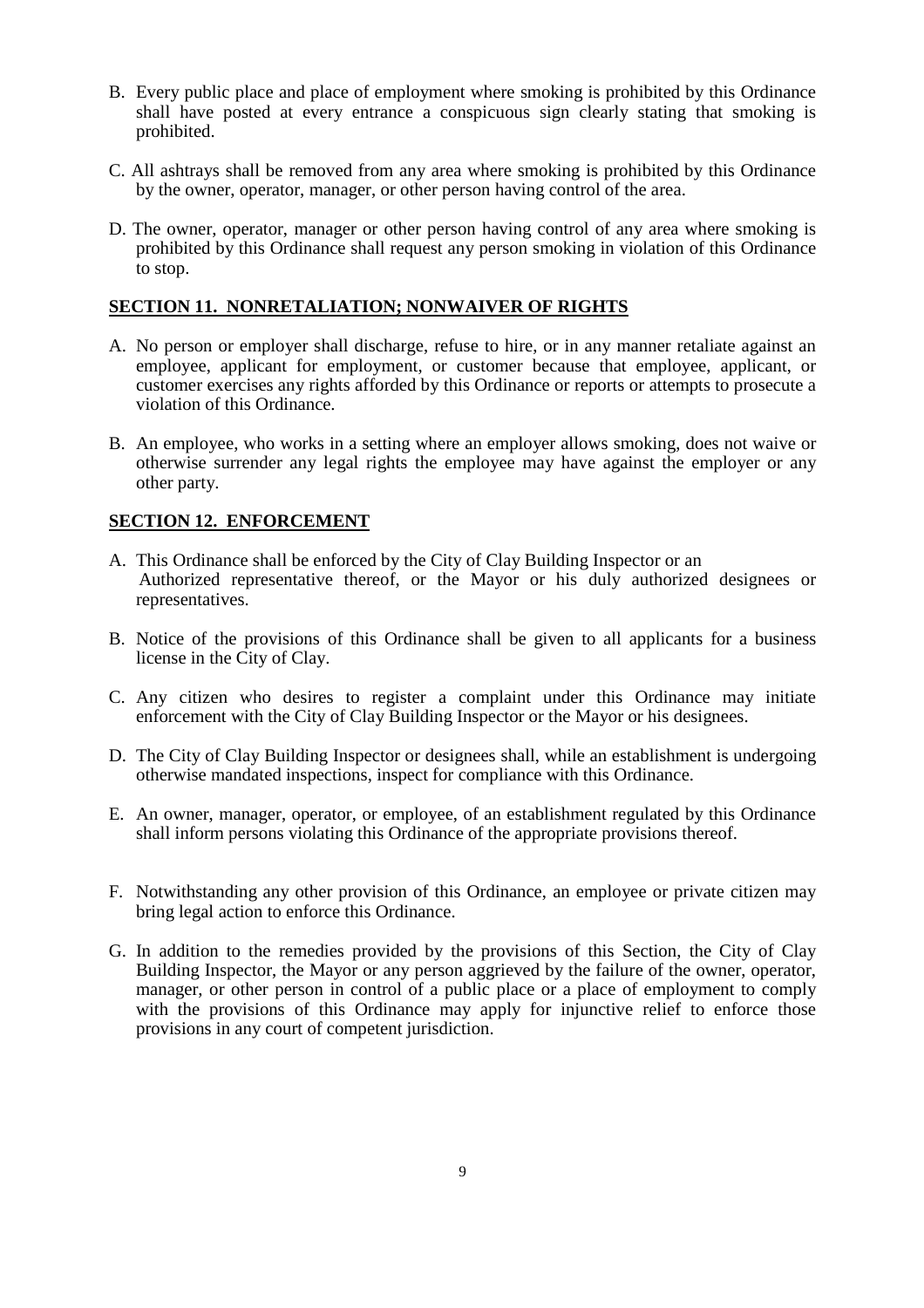B. Every public place and place of employment where smoking is prohibited by this Ordinance shall have posted at every entrance a conspicuous sign clearly stating that smoking is prohibited.

C. All ashtrays shall be removed from any area where smoking is prohibited by this Ordinance by the owner, operator, manager, or other person having control of the area.

D. The owner, operator, manager or other person having control of any area where smoking is prohibited by this Ordinance shall request any person smoking in violation of this Ordinance to stop.

## SECTION 11. NONRETALIATION; NONWAIVER OF RIGHTS

A. No person or employer shall discharge, refuse to hire, or in any manner retaliate against an employee, applicant for employment, or customer because that employee, applicant, or customer exercises any rights afforded by this Ordinance or reports or attempts to prosecute a violation of this Ordinance.

B. An employee, who works in a setting where an employer allows smoking, does not waive or otherwise surrender any legal rights the employee may have against the employer or any other party.

## SECTION 12. ENFORCEMENT

A. This Ordinance shall be enforced by the City of Clay Building Inspector or an Authorized representative thereof, or the Mayor or his duly authorized designees or representatives.

B. Notice of the provisions of this Ordinance shall be given to all applicants for a business license in the City of Clay.

C. Any citizen who desires to register a complaint under this Ordinance may initiate enforcement with the City of Clay Building Inspector or the Mayor or his designees.

D. The City of Clay Building Inspector or designees shall, while an establishment is undergoing otherwise mandated inspections, inspect for compliance with this Ordinance.

E. An owner, manager, operator, or employee, of an establishment regulated by this Ordinance shall inform persons violating this Ordinance of the appropriate provisions thereof.

F. Notwithstanding any other provision of this Ordinance, an employee or private citizen may bring legal action to enforce this Ordinance.

G. In addition to the remedies provided by the provisions of this Section, the City of Clay Building Inspector, the Mayor or any person aggrieved by the failure of the owner, operator, manager, or other person in control of a public place or a place of employment to comply with the provisions of this Ordinance may apply for injunctive relief to enforce those provisions in any court of competent jurisdiction.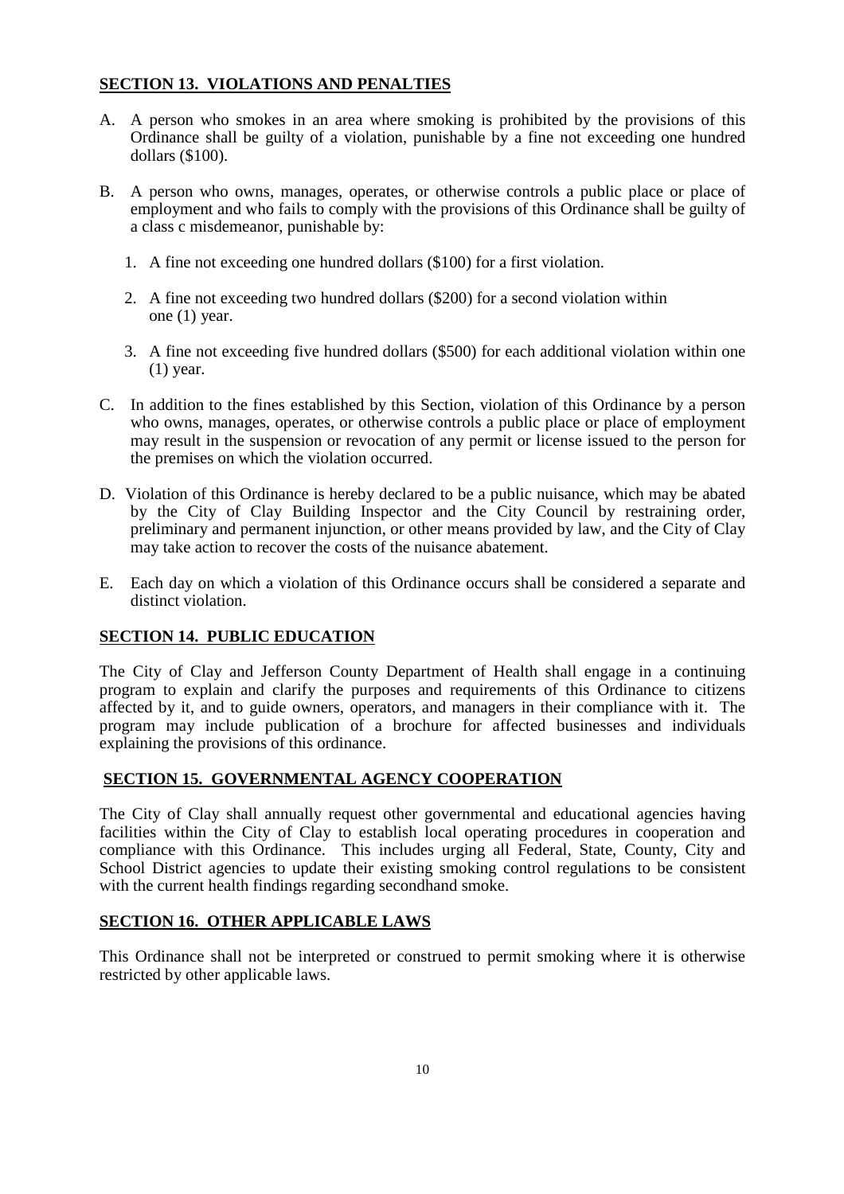## SECTION 13. VIOLATIONS AND PENALTIES

A. A person who smokes in an area where smoking is prohibited by the provisions of this Ordinance shall be guilty of a violation, punishable by a fine not exceeding one hundred dollars ($100).

B. A person who owns, manages, operates, or otherwise controls a public place or place of employment and who fails to comply with the provisions of this Ordinance shall be guilty of a class c misdemeanor, punishable by:

   1. A fine not exceeding one hundred dollars ($100) for a first violation.

   2. A fine not exceeding two hundred dollars ($200) for a second violation within one (1) year.

   3. A fine not exceeding five hundred dollars ($500) for each additional violation within one (1) year.

C. In addition to the fines established by this Section, violation of this Ordinance by a person who owns, manages, operates, or otherwise controls a public place or place of employment may result in the suspension or revocation of any permit or license issued to the person for the premises on which the violation occurred.

D. Violation of this Ordinance is hereby declared to be a public nuisance, which may be abated by the City of Clay Building Inspector and the City Council by restraining order, preliminary and permanent injunction, or other means provided by law, and the City of Clay may take action to recover the costs of the nuisance abatement.

E. Each day on which a violation of this Ordinance occurs shall be considered a separate and distinct violation.

## SECTION 14. PUBLIC EDUCATION

The City of Clay and Jefferson County Department of Health shall engage in a continuing program to explain and clarify the purposes and requirements of this Ordinance to citizens affected by it, and to guide owners, operators, and managers in their compliance with it. The program may include publication of a brochure for affected businesses and individuals explaining the provisions of this ordinance.

## SECTION 15. GOVERNMENTAL AGENCY COOPERATION

The City of Clay shall annually request other governmental and educational agencies having facilities within the City of Clay to establish local operating procedures in cooperation and compliance with this Ordinance. This includes urging all Federal, State, County, City and School District agencies to update their existing smoking control regulations to be consistent with the current health findings regarding secondhand smoke.

## SECTION 16. OTHER APPLICABLE LAWS

This Ordinance shall not be interpreted or construed to permit smoking where it is otherwise restricted by other applicable laws.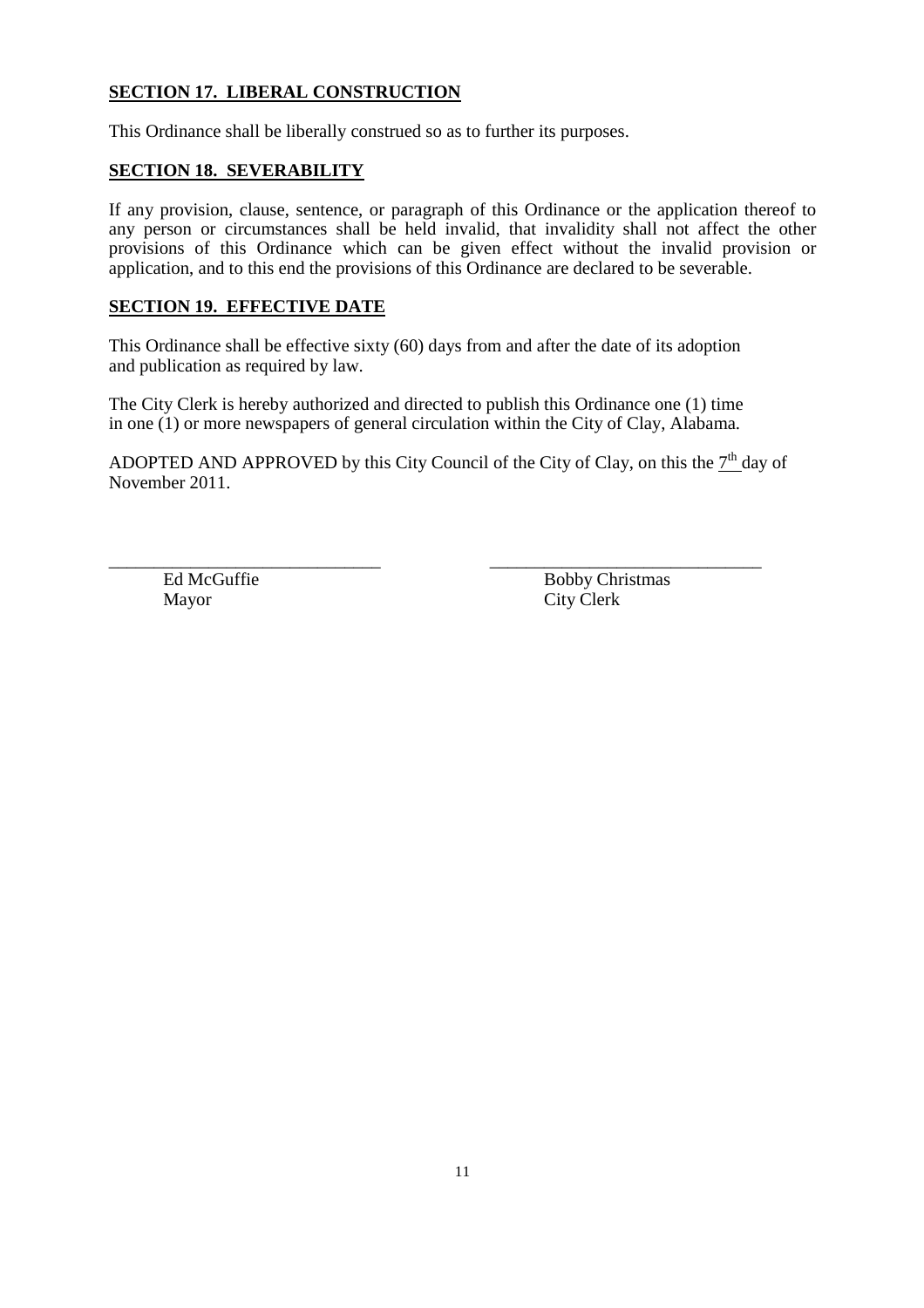**SECTION 17. LIBERAL CONSTRUCTION**

This Ordinance shall be liberally construed so as to further its purposes.

**SECTION 18. SEVERABILITY**

If any provision, clause, sentence, or paragraph of this Ordinance or the application thereof to any person or circumstances shall be held invalid, that invalidity shall not affect the other provisions of this Ordinance which can be given effect without the invalid provision or application, and to this end the provisions of this Ordinance are declared to be severable.

**SECTION 19. EFFECTIVE DATE**

This Ordinance shall be effective sixty (60) days from and after the date of its adoption and publication as required by law.

The City Clerk is hereby authorized and directed to publish this Ordinance one (1) time in one (1) or more newspapers of general circulation within the City of Clay, Alabama.

ADOPTED AND APPROVED by this City Council of the City of Clay, on this the 7th day of November 2011.

______________________________ ______________________________

Ed McGuffie
Mayor

Bobby Christmas
City Clerk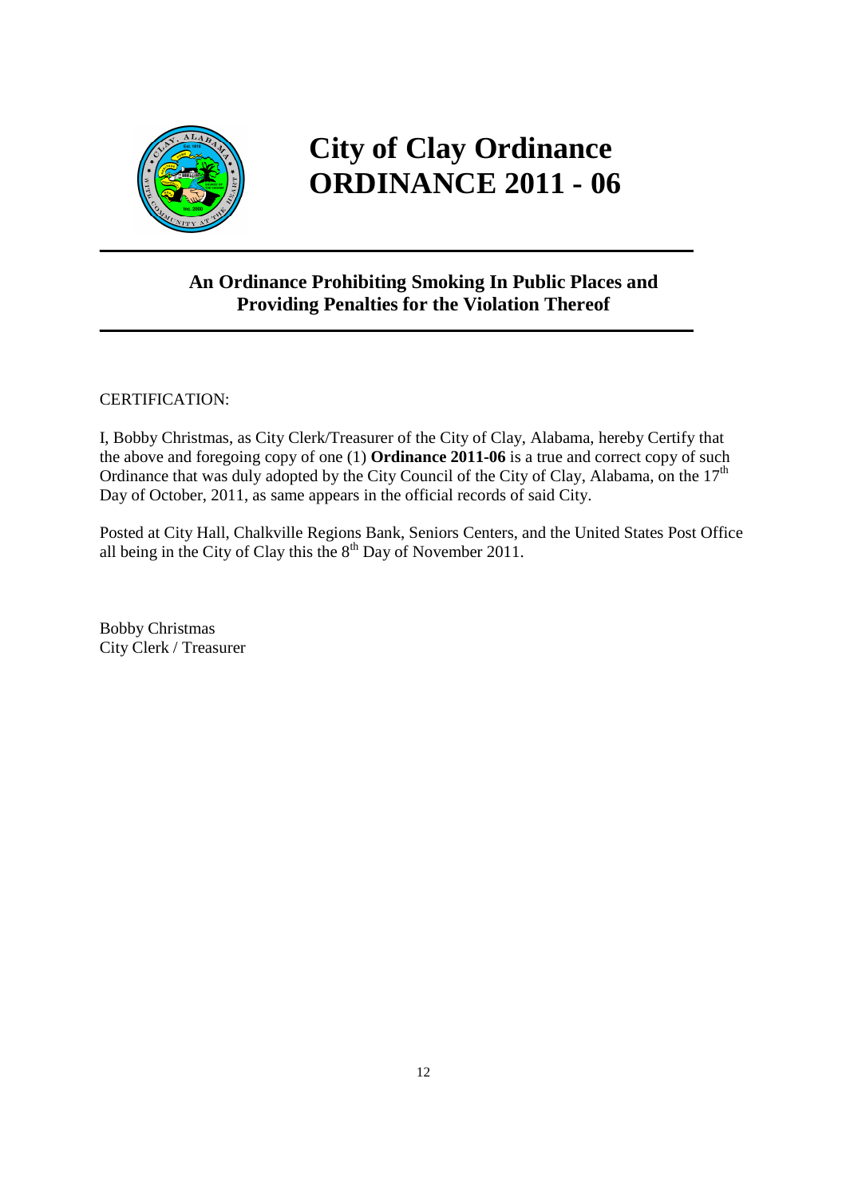# City of Clay Ordinance
# ORDINANCE 2011 - 06

## An Ordinance Prohibiting Smoking In Public Places and Providing Penalties for the Violation Thereof

CERTIFICATION:

I, Bobby Christmas, as City Clerk/Treasurer of the City of Clay, Alabama, hereby Certify that the above and foregoing copy of one (1) **Ordinance 2011-06** is a true and correct copy of such Ordinance that was duly adopted by the City Council of the City of Clay, Alabama, on the 17th Day of October, 2011, as same appears in the official records of said City.

Posted at City Hall, Chalkville Regions Bank, Seniors Centers, and the United States Post Office all being in the City of Clay this the 8th Day of November 2011.

Bobby Christmas
City Clerk / Treasurer